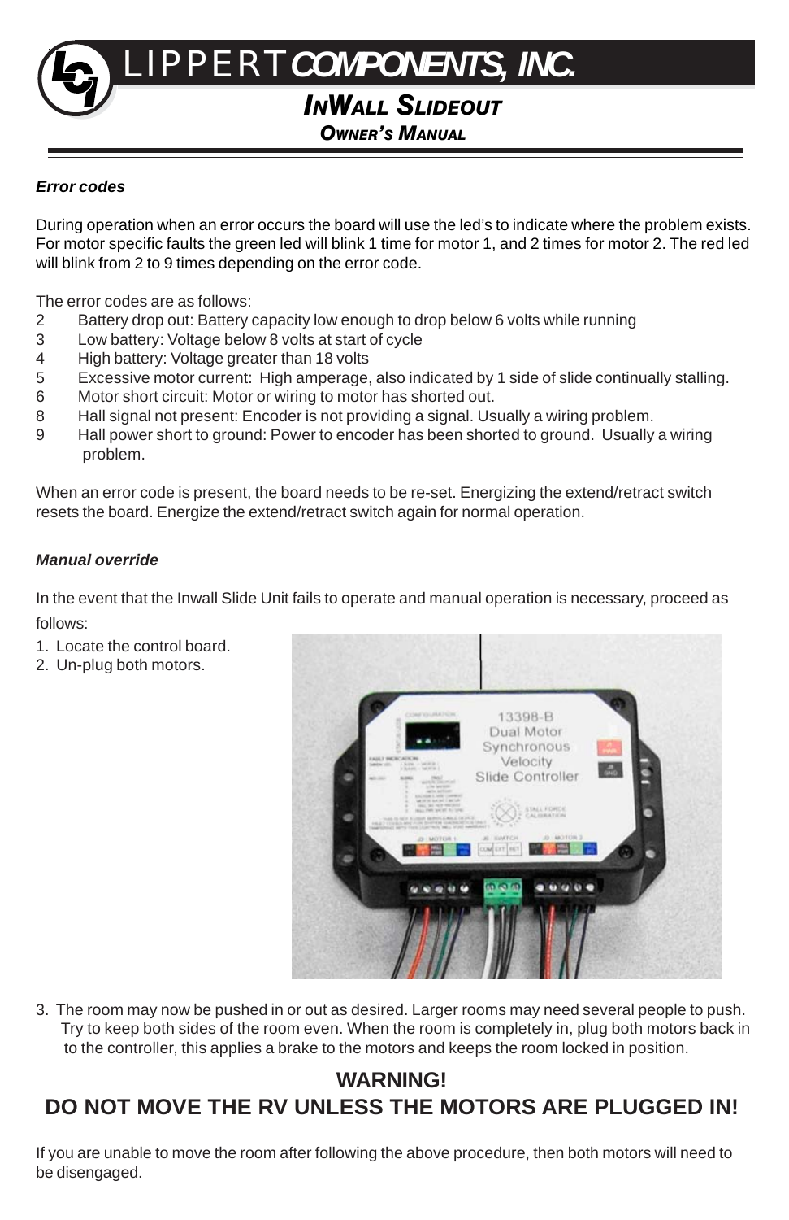# LIPPERT *COMPONENTS, INC.*

## *INWALL SLIDEOUT*

### *OWNER'S MANUAL*

***Error codes***

During operation when an error occurs the board will use the led's to indicate where the problem exists. For motor specific faults the green led will blink 1 time for motor 1, and 2 times for motor 2. The red led will blink from 2 to 9 times depending on the error code.

The error codes are as follows:

- 2 Battery drop out: Battery capacity low enough to drop below 6 volts while running
- 3 Low battery: Voltage below 8 volts at start of cycle
- 4 High battery: Voltage greater than 18 volts
- 5 Excessive motor current: High amperage, also indicated by 1 side of slide continually stalling.
- 6 Motor short circuit: Motor or wiring to motor has shorted out.
- 8 Hall signal not present: Encoder is not providing a signal. Usually a wiring problem.
- 9 Hall power short to ground: Power to encoder has been shorted to ground. Usually a wiring problem.

When an error code is present, the board needs to be re-set. Energizing the extend/retract switch resets the board. Energize the extend/retract switch again for normal operation.

***Manual override***

In the event that the Inwall Slide Unit fails to operate and manual operation is necessary, proceed as follows:

1. Locate the control board.
2. Un-plug both motors.
3. The room may now be pushed in or out as desired. Larger rooms may need several people to push. Try to keep both sides of the room even. When the room is completely in, plug both motors back in to the controller, this applies a brake to the motors and keeps the room locked in position.

**WARNING!**

**DO NOT MOVE THE RV UNLESS THE MOTORS ARE PLUGGED IN!**

If you are unable to move the room after following the above procedure, then both motors will need to be disengaged.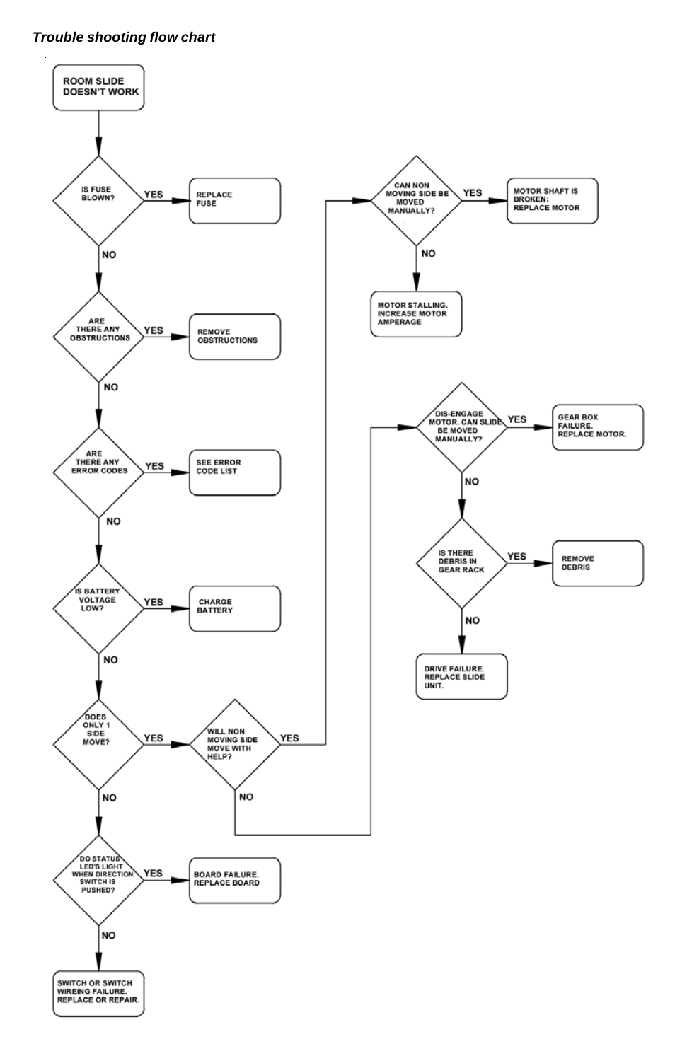***Trouble shooting flow chart***

- **ROOM SLIDE DOESN'T WORK**
  - **IS FUSE BLOWN?**
    - YES → REPLACE FUSE
    - NO → **ARE THERE ANY OBSTRUCTIONS**
      - YES → REMOVE OBSTRUCTIONS
      - NO → **ARE THERE ANY ERROR CODES**
        - YES → SEE ERROR CODE LIST
        - NO → **IS BATTERY VOLTAGE LOW?**
          - YES → CHARGE BATTERY
          - NO → **DOES ONLY 1 SIDE MOVE?**
            - YES → **WILL NON MOVING SIDE MOVE WITH HELP?**
              - YES → **CAN NON MOVING SIDE BE MOVED MANUALLY?**
                - YES → MOTOR SHAFT IS BROKEN: REPLACE MOTOR
                - NO → MOTOR STALLING. INCREASE MOTOR AMPERAGE
              - NO → **DIS-ENGAGE MOTOR. CAN SLIDE BE MOVED MANUALLY?**
                - YES → GEAR BOX FAILURE. REPLACE MOTOR.
                - NO → **IS THERE DEBRIS IN GEAR RACK**
                  - YES → REMOVE DEBRIS
                  - NO → DRIVE FAILURE. REPLACE SLIDE UNIT.
            - NO → **DO STATUS LED'S LIGHT WHEN DIRECTION SWITCH IS PUSHED?**
              - YES → BOARD FAILURE. REPLACE BOARD
              - NO → SWITCH OR SWITCH WIREING FAILURE. REPLACE OR REPAIR.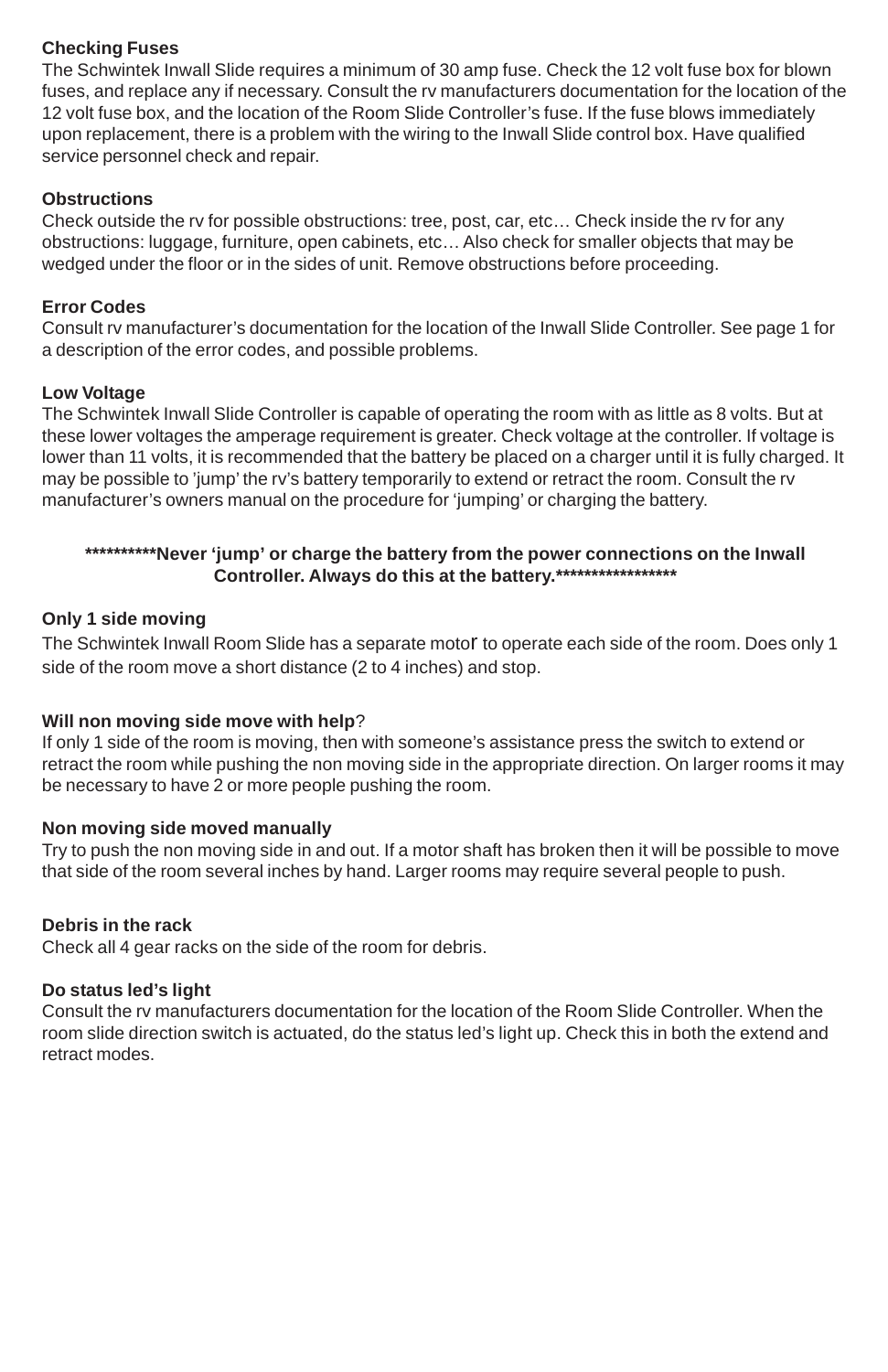**Checking Fuses**

The Schwintek Inwall Slide requires a minimum of 30 amp fuse. Check the 12 volt fuse box for blown fuses, and replace any if necessary. Consult the rv manufacturers documentation for the location of the 12 volt fuse box, and the location of the Room Slide Controller's fuse. If the fuse blows immediately upon replacement, there is a problem with the wiring to the Inwall Slide control box. Have qualified service personnel check and repair.

**Obstructions**

Check outside the rv for possible obstructions: tree, post, car, etc… Check inside the rv for any obstructions: luggage, furniture, open cabinets, etc… Also check for smaller objects that may be wedged under the floor or in the sides of unit. Remove obstructions before proceeding.

**Error Codes**

Consult rv manufacturer's documentation for the location of the Inwall Slide Controller. See page 1 for a description of the error codes, and possible problems.

**Low Voltage**

The Schwintek Inwall Slide Controller is capable of operating the room with as little as 8 volts. But at these lower voltages the amperage requirement is greater. Check voltage at the controller. If voltage is lower than 11 volts, it is recommended that the battery be placed on a charger until it is fully charged. It may be possible to 'jump' the rv's battery temporarily to extend or retract the room. Consult the rv manufacturer's owners manual on the procedure for 'jumping' or charging the battery.

**\*\*\*\*\*\*\*\*\*\*Never 'jump' or charge the battery from the power connections on the Inwall Controller. Always do this at the battery.\*\*\*\*\*\*\*\*\*\*\*\*\*\*\*\*\***

**Only 1 side moving**

The Schwintek Inwall Room Slide has a separate motor to operate each side of the room. Does only 1 side of the room move a short distance (2 to 4 inches) and stop.

**Will non moving side move with help**?

If only 1 side of the room is moving, then with someone's assistance press the switch to extend or retract the room while pushing the non moving side in the appropriate direction. On larger rooms it may be necessary to have 2 or more people pushing the room.

**Non moving side moved manually**

Try to push the non moving side in and out. If a motor shaft has broken then it will be possible to move that side of the room several inches by hand. Larger rooms may require several people to push.

**Debris in the rack**

Check all 4 gear racks on the side of the room for debris.

**Do status led's light**

Consult the rv manufacturers documentation for the location of the Room Slide Controller. When the room slide direction switch is actuated, do the status led's light up. Check this in both the extend and retract modes.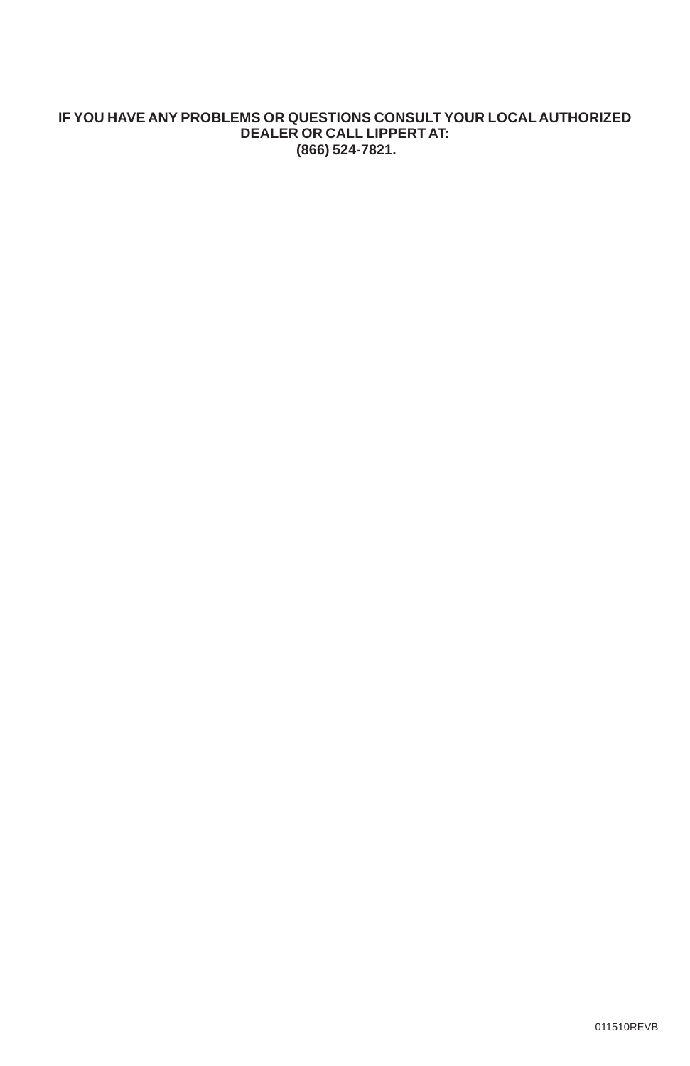**IF YOU HAVE ANY PROBLEMS OR QUESTIONS CONSULT YOUR LOCAL AUTHORIZED DEALER OR CALL LIPPERT AT: (866) 524-7821.**

011510REVB